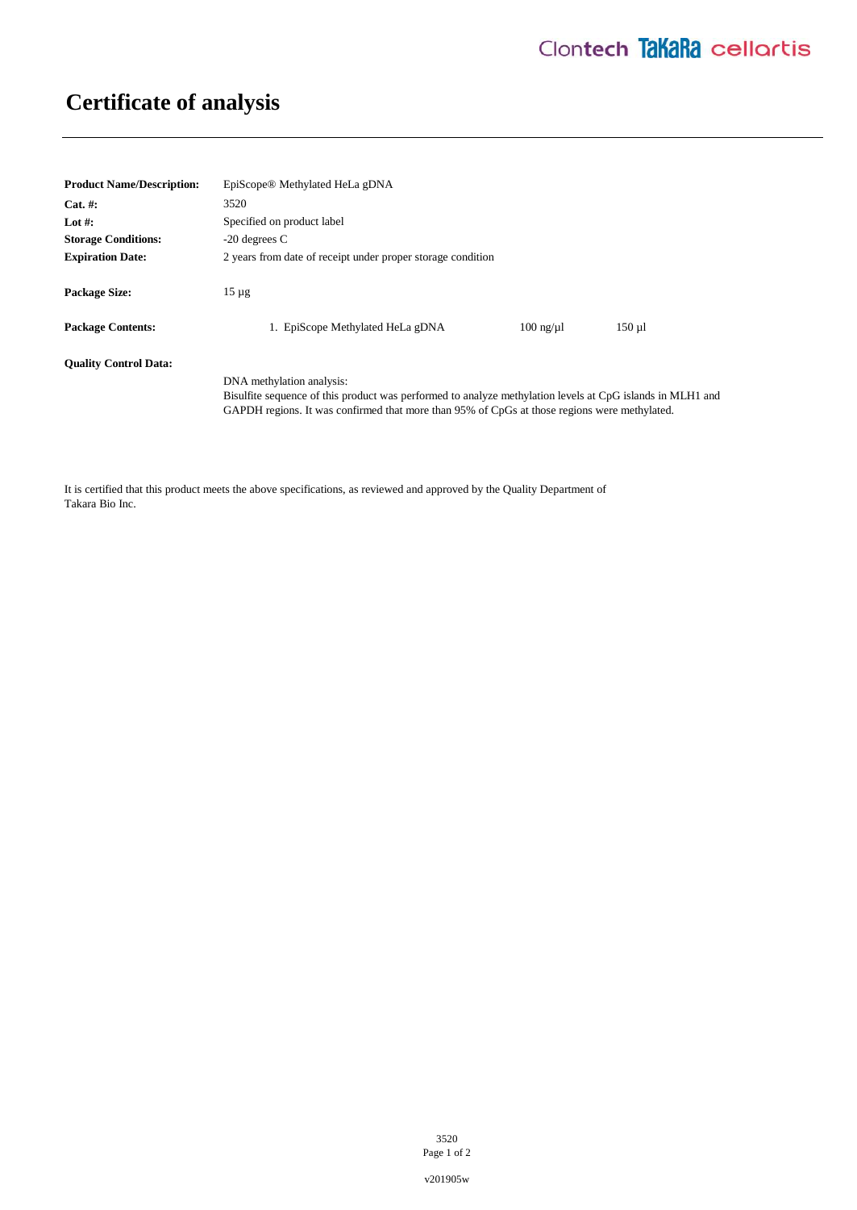# Certificate of analysis

**Product Name/Description:** EpiScope® Methylated HeLa gDNA

**Cat. #:** 3520

**Lot #:** Specified on product label

**Storage Conditions:** -20 degrees C

**Expiration Date:** 2 years from date of receipt under proper storage condition

**Package Size:** 15 µg

**Package Contents:**

| | | |
|---|---|---|
| 1. EpiScope Methylated HeLa gDNA | 100 ng/µl | 150 µl |

**Quality Control Data:**

DNA methylation analysis:
Bisulfite sequence of this product was performed to analyze methylation levels at CpG islands in MLH1 and GAPDH regions. It was confirmed that more than 95% of CpGs at those regions were methylated.

It is certified that this product meets the above specifications, as reviewed and approved by the Quality Department of Takara Bio Inc.

v201905w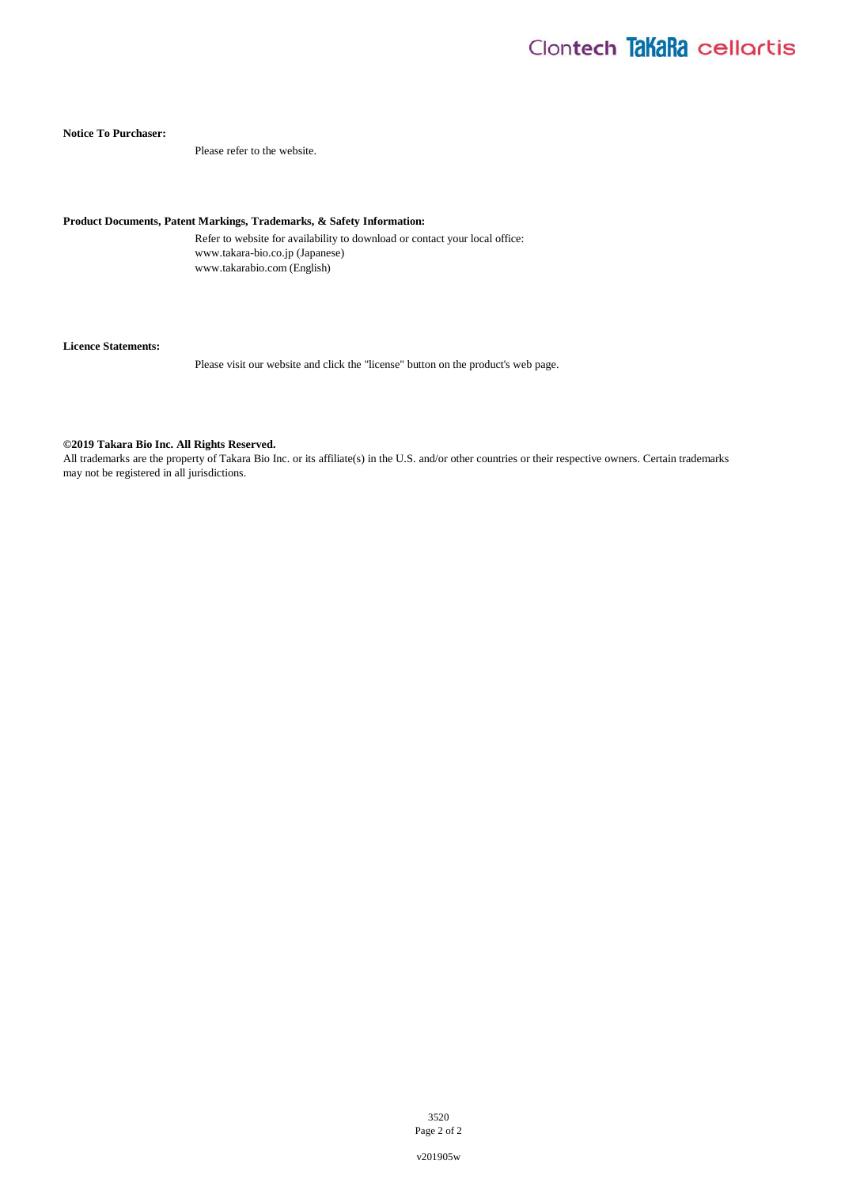**Notice To Purchaser:**

Please refer to the website.

**Product Documents, Patent Markings, Trademarks, & Safety Information:**

Refer to website for availability to download or contact your local office:
www.takara-bio.co.jp (Japanese)
www.takarabio.com (English)

**Licence Statements:**

Please visit our website and click the "license" button on the product's web page.

**©2019 Takara Bio Inc. All Rights Reserved.**
All trademarks are the property of Takara Bio Inc. or its affiliate(s) in the U.S. and/or other countries or their respective owners. Certain trademarks may not be registered in all jurisdictions.

3520

v201905w